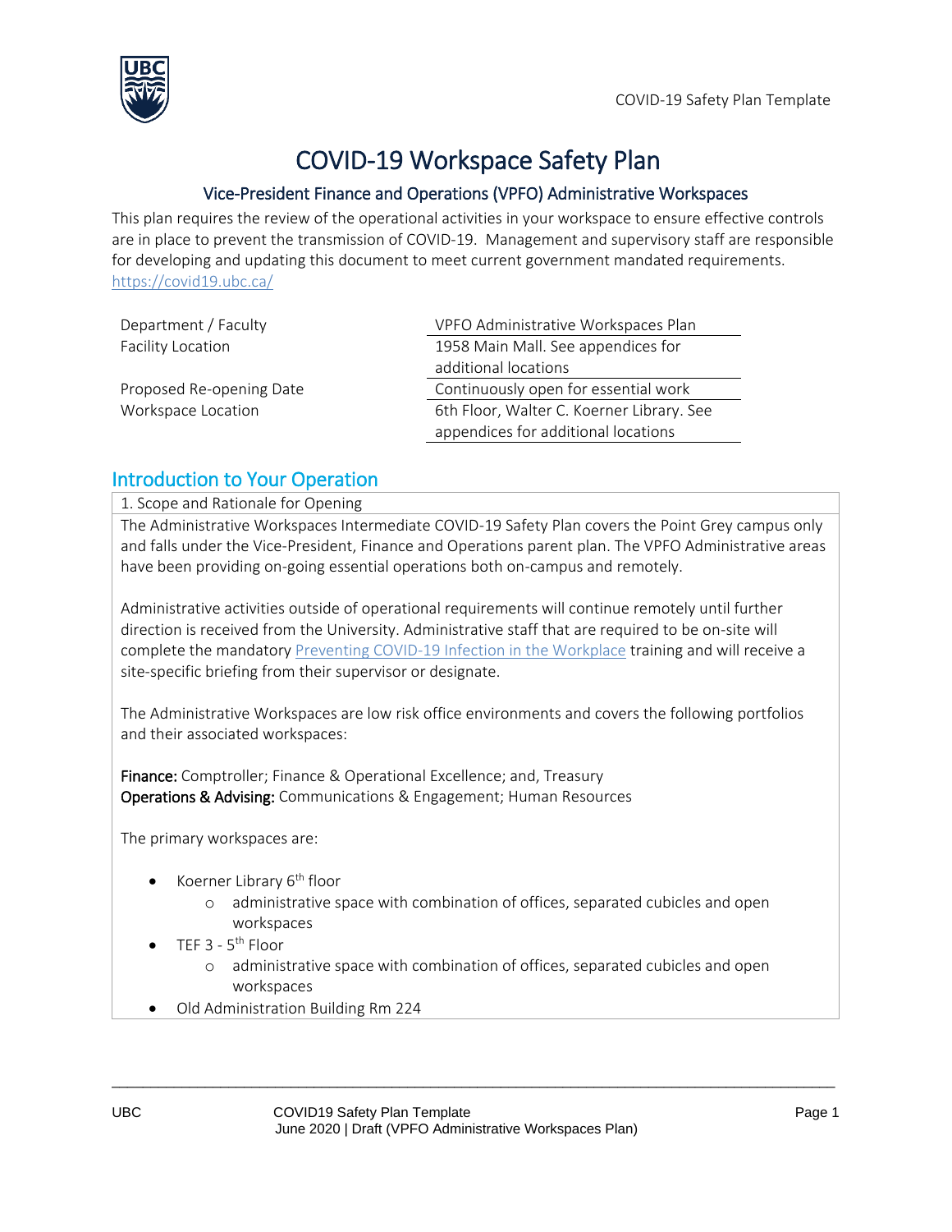# COVID-19 Workspace Safety Plan

## Vice-President Finance and Operations (VPFO) Administrative Workspaces

This plan requires the review of the operational activities in your workspace to ensure effective controls are in place to prevent the transmission of COVID-19. Management and supervisory staff are responsible for developing and updating this document to meet current government mandated requirements. https://covid19.ubc.ca/

| | |
|---|---|
| Department / Faculty | VPFO Administrative Workspaces Plan |
| Facility Location | 1958 Main Mall. See appendices for additional locations |
| Proposed Re-opening Date | Continuously open for essential work |
| Workspace Location | 6th Floor, Walter C. Koerner Library. See appendices for additional locations |

## Introduction to Your Operation

1. Scope and Rationale for Opening

The Administrative Workspaces Intermediate COVID-19 Safety Plan covers the Point Grey campus only and falls under the Vice-President, Finance and Operations parent plan. The VPFO Administrative areas have been providing on-going essential operations both on-campus and remotely.

Administrative activities outside of operational requirements will continue remotely until further direction is received from the University. Administrative staff that are required to be on-site will complete the mandatory Preventing COVID-19 Infection in the Workplace training and will receive a site-specific briefing from their supervisor or designate.

The Administrative Workspaces are low risk office environments and covers the following portfolios and their associated workspaces:

**Finance:** Comptroller; Finance & Operational Excellence; and, Treasury
**Operations & Advising:** Communications & Engagement; Human Resources

The primary workspaces are:

- Koerner Library 6th floor
  - administrative space with combination of offices, separated cubicles and open workspaces
- TEF 3 - 5th Floor
  - administrative space with combination of offices, separated cubicles and open workspaces
- Old Administration Building Rm 224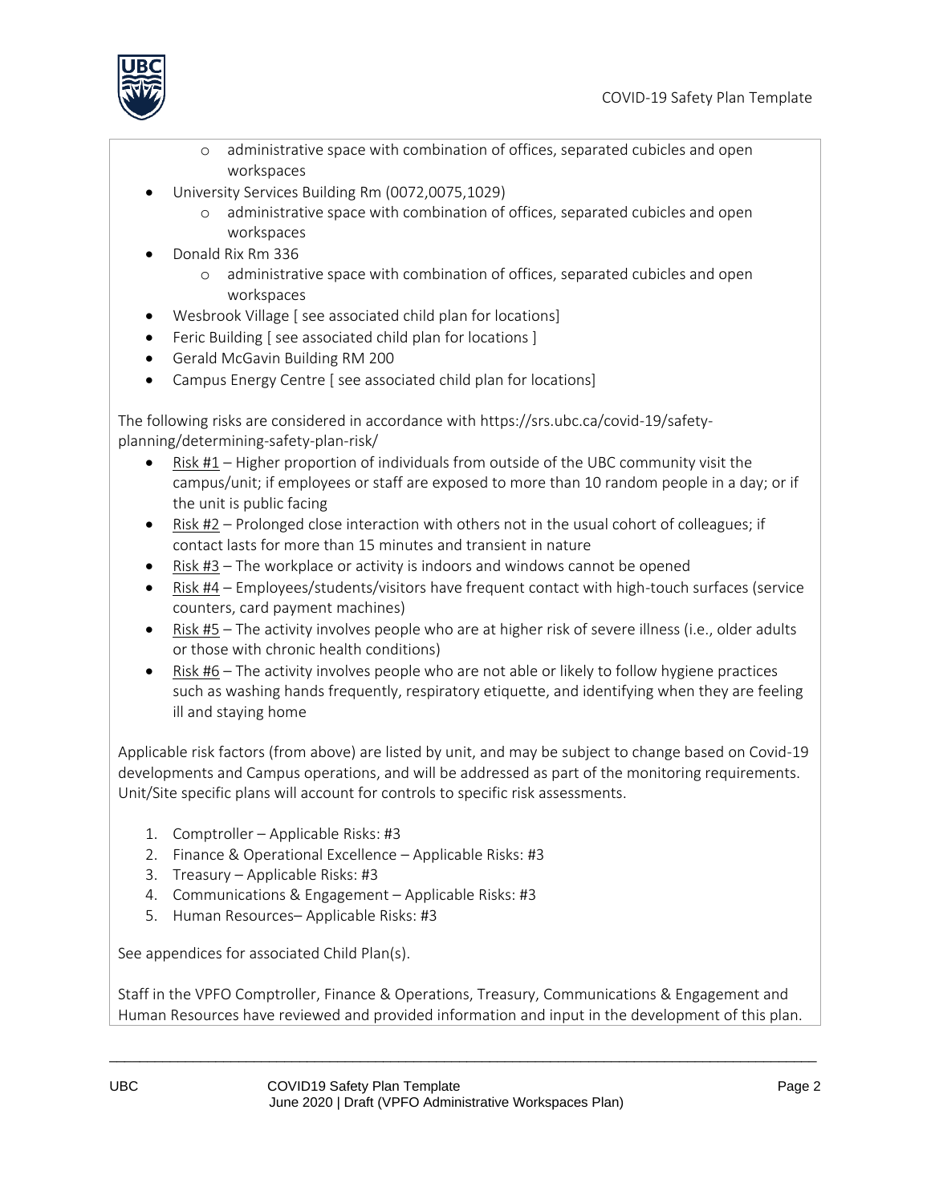- administrative space with combination of offices, separated cubicles and open workspaces
- University Services Building Rm (0072,0075,1029)
  - administrative space with combination of offices, separated cubicles and open workspaces
- Donald Rix Rm 336
  - administrative space with combination of offices, separated cubicles and open workspaces
- Wesbrook Village [ see associated child plan for locations]
- Feric Building [ see associated child plan for locations ]
- Gerald McGavin Building RM 200
- Campus Energy Centre [ see associated child plan for locations]

The following risks are considered in accordance with https://srs.ubc.ca/covid-19/safety-planning/determining-safety-plan-risk/

- Risk #1 – Higher proportion of individuals from outside of the UBC community visit the campus/unit; if employees or staff are exposed to more than 10 random people in a day; or if the unit is public facing
- Risk #2 – Prolonged close interaction with others not in the usual cohort of colleagues; if contact lasts for more than 15 minutes and transient in nature
- Risk #3 – The workplace or activity is indoors and windows cannot be opened
- Risk #4 – Employees/students/visitors have frequent contact with high-touch surfaces (service counters, card payment machines)
- Risk #5 – The activity involves people who are at higher risk of severe illness (i.e., older adults or those with chronic health conditions)
- Risk #6 – The activity involves people who are not able or likely to follow hygiene practices such as washing hands frequently, respiratory etiquette, and identifying when they are feeling ill and staying home

Applicable risk factors (from above) are listed by unit, and may be subject to change based on Covid-19 developments and Campus operations, and will be addressed as part of the monitoring requirements. Unit/Site specific plans will account for controls to specific risk assessments.

1. Comptroller – Applicable Risks: #3
2. Finance & Operational Excellence – Applicable Risks: #3
3. Treasury – Applicable Risks: #3
4. Communications & Engagement – Applicable Risks: #3
5. Human Resources– Applicable Risks: #3

See appendices for associated Child Plan(s).

Staff in the VPFO Comptroller, Finance & Operations, Treasury, Communications & Engagement and Human Resources have reviewed and provided information and input in the development of this plan.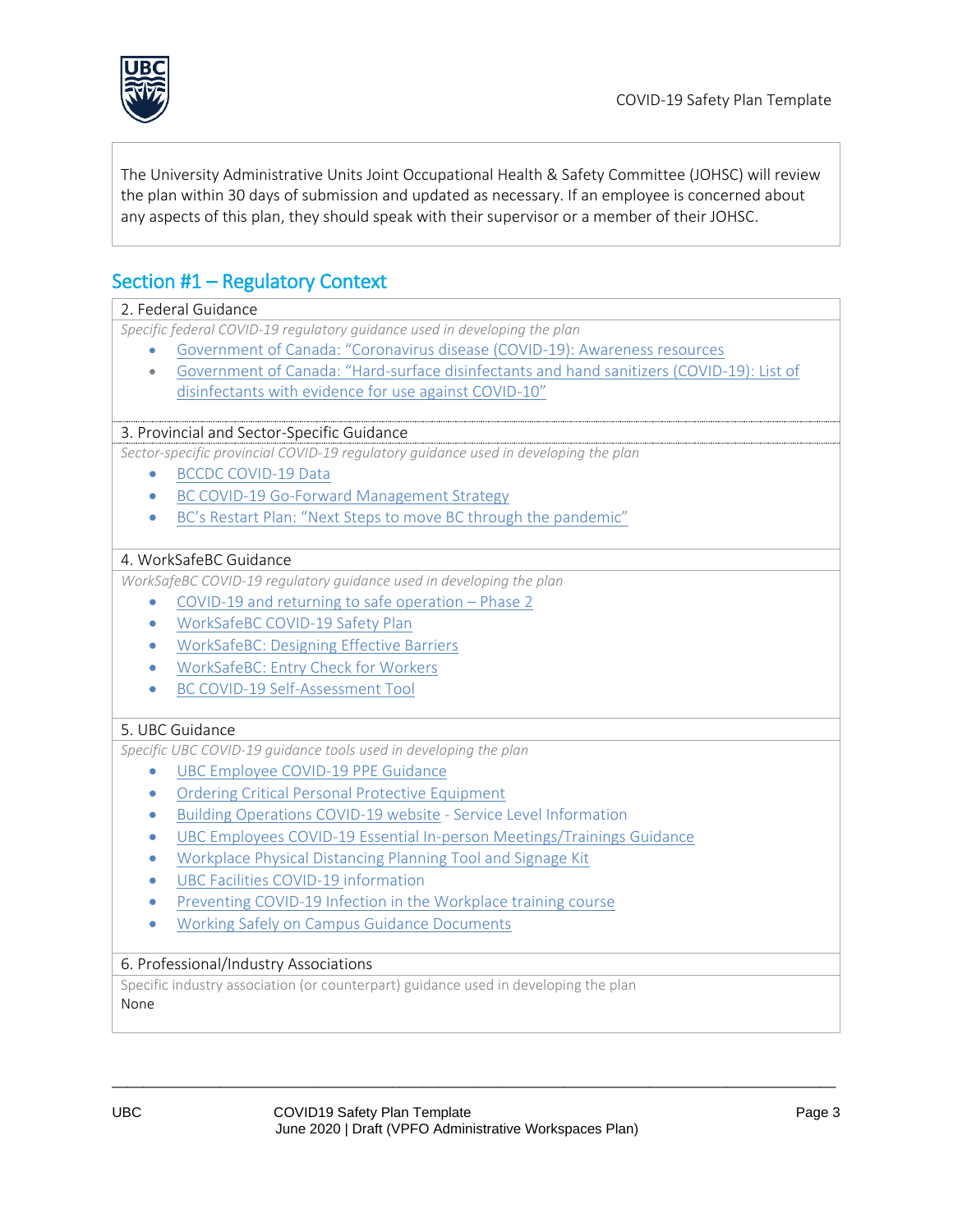The University Administrative Units Joint Occupational Health & Safety Committee (JOHSC) will review the plan within 30 days of submission and updated as necessary. If an employee is concerned about any aspects of this plan, they should speak with their supervisor or a member of their JOHSC.

## Section #1 – Regulatory Context

### 2. Federal Guidance

*Specific federal COVID-19 regulatory guidance used in developing the plan*

- Government of Canada: "Coronavirus disease (COVID-19): Awareness resources
- Government of Canada: "Hard-surface disinfectants and hand sanitizers (COVID-19): List of disinfectants with evidence for use against COVID-10"

### 3. Provincial and Sector-Specific Guidance

*Sector-specific provincial COVID-19 regulatory guidance used in developing the plan*

- BCCDC COVID-19 Data
- BC COVID-19 Go-Forward Management Strategy
- BC's Restart Plan: "Next Steps to move BC through the pandemic"

### 4. WorkSafeBC Guidance

*WorkSafeBC COVID-19 regulatory guidance used in developing the plan*

- COVID-19 and returning to safe operation – Phase 2
- WorkSafeBC COVID-19 Safety Plan
- WorkSafeBC: Designing Effective Barriers
- WorkSafeBC: Entry Check for Workers
- BC COVID-19 Self-Assessment Tool

### 5. UBC Guidance

*Specific UBC COVID-19 guidance tools used in developing the plan*

- UBC Employee COVID-19 PPE Guidance
- Ordering Critical Personal Protective Equipment
- Building Operations COVID-19 website - Service Level Information
- UBC Employees COVID-19 Essential In-person Meetings/Trainings Guidance
- Workplace Physical Distancing Planning Tool and Signage Kit
- UBC Facilities COVID-19 information
- Preventing COVID-19 Infection in the Workplace training course
- Working Safely on Campus Guidance Documents

### 6. Professional/Industry Associations

Specific industry association (or counterpart) guidance used in developing the plan

None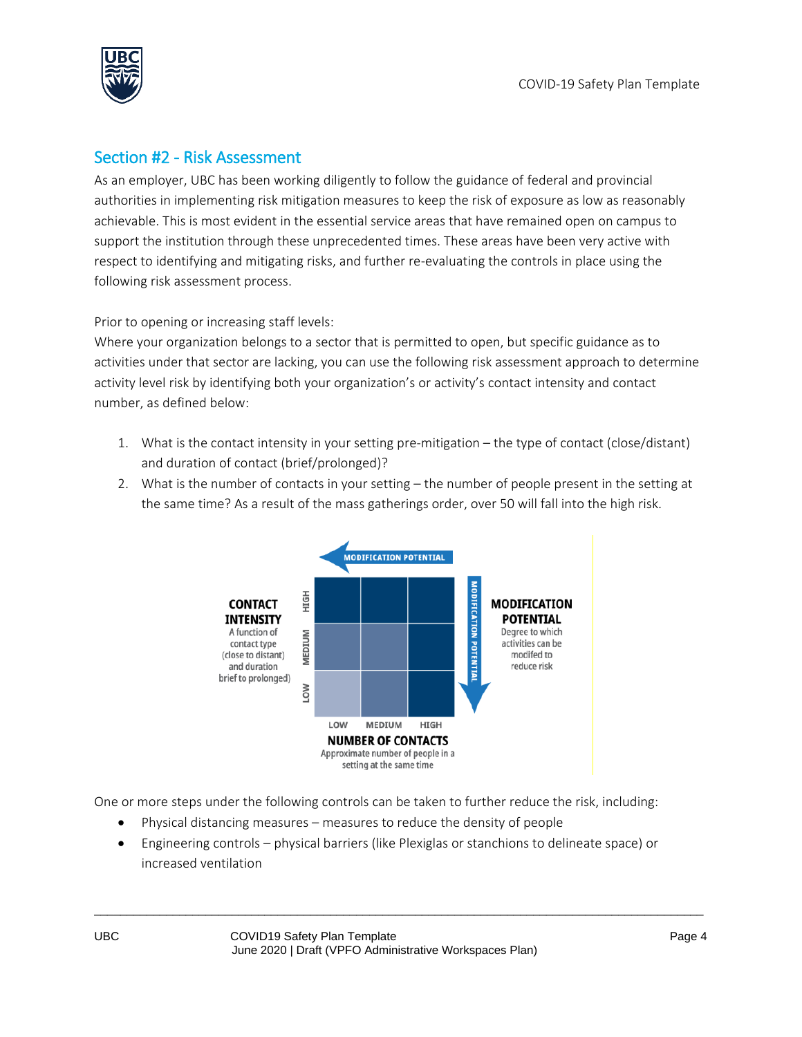## Section #2 - Risk Assessment

As an employer, UBC has been working diligently to follow the guidance of federal and provincial authorities in implementing risk mitigation measures to keep the risk of exposure as low as reasonably achievable. This is most evident in the essential service areas that have remained open on campus to support the institution through these unprecedented times. These areas have been very active with respect to identifying and mitigating risks, and further re-evaluating the controls in place using the following risk assessment process.

Prior to opening or increasing staff levels:
Where your organization belongs to a sector that is permitted to open, but specific guidance as to activities under that sector are lacking, you can use the following risk assessment approach to determine activity level risk by identifying both your organization's or activity's contact intensity and contact number, as defined below:

1. What is the contact intensity in your setting pre-mitigation – the type of contact (close/distant) and duration of contact (brief/prolonged)?
2. What is the number of contacts in your setting – the number of people present in the setting at the same time? As a result of the mass gatherings order, over 50 will fall into the high risk.

**MODIFICATION POTENTIAL**

**CONTACT INTENSITY**
A function of contact type (close to distant) and duration brief to prolonged)

| | LOW | MEDIUM | HIGH |
|---|---|---|---|
| HIGH | | | |
| MEDIUM | | | |
| LOW | | | |

**NUMBER OF CONTACTS**
Approximate number of people in a setting at the same time

**MODIFICATION POTENTIAL**
Degree to which activities can be modifed to reduce risk

One or more steps under the following controls can be taken to further reduce the risk, including:

- Physical distancing measures – measures to reduce the density of people
- Engineering controls – physical barriers (like Plexiglas or stanchions to delineate space) or increased ventilation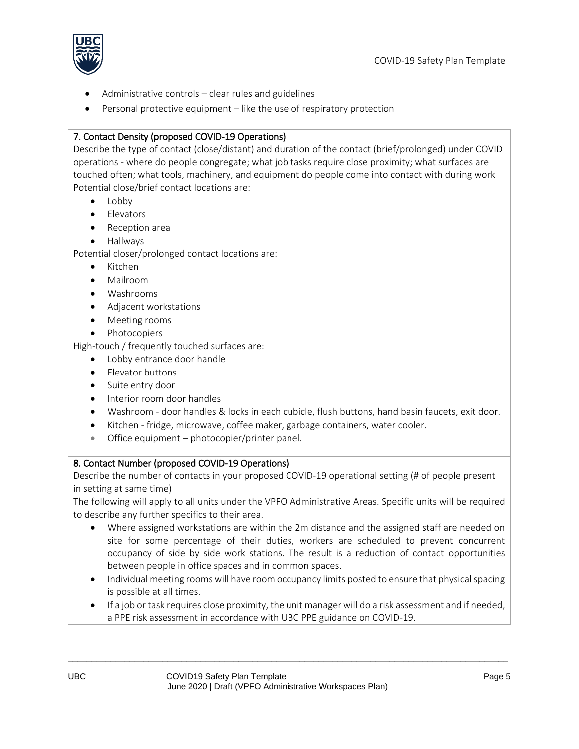- Administrative controls – clear rules and guidelines
- Personal protective equipment – like the use of respiratory protection

| 7. Contact Density (proposed COVID-19 Operations) |
| --- |
| Describe the type of contact (close/distant) and duration of the contact (brief/prolonged) under COVID operations - where do people congregate; what job tasks require close proximity; what surfaces are touched often; what tools, machinery, and equipment do people come into contact with during work |
| Potential close/brief contact locations are:<br>• Lobby<br>• Elevators<br>• Reception area<br>• Hallways<br>Potential closer/prolonged contact locations are:<br>• Kitchen<br>• Mailroom<br>• Washrooms<br>• Adjacent workstations<br>• Meeting rooms<br>• Photocopiers<br>High-touch / frequently touched surfaces are:<br>• Lobby entrance door handle<br>• Elevator buttons<br>• Suite entry door<br>• Interior room door handles<br>• Washroom - door handles & locks in each cubicle, flush buttons, hand basin faucets, exit door.<br>• Kitchen - fridge, microwave, coffee maker, garbage containers, water cooler.<br>• Office equipment – photocopier/printer panel. |

| 8. Contact Number (proposed COVID-19 Operations) |
| --- |
| Describe the number of contacts in your proposed COVID-19 operational setting (# of people present in setting at same time) |
| The following will apply to all units under the VPFO Administrative Areas. Specific units will be required to describe any further specifics to their area.<br>• Where assigned workstations are within the 2m distance and the assigned staff are needed on site for some percentage of their duties, workers are scheduled to prevent concurrent occupancy of side by side work stations. The result is a reduction of contact opportunities between people in office spaces and in common spaces.<br>• Individual meeting rooms will have room occupancy limits posted to ensure that physical spacing is possible at all times.<br>• If a job or task requires close proximity, the unit manager will do a risk assessment and if needed, a PPE risk assessment in accordance with UBC PPE guidance on COVID-19. |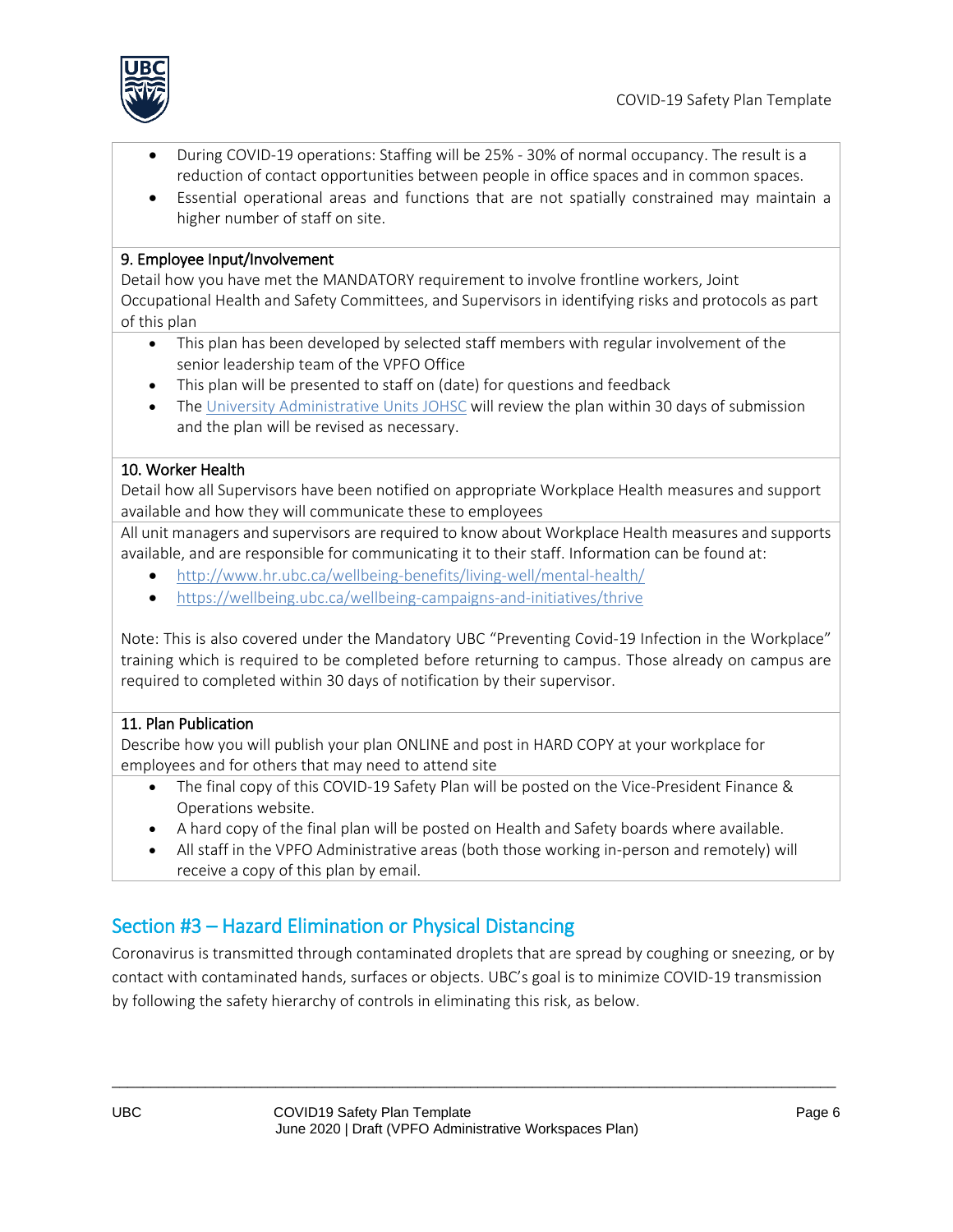- During COVID-19 operations: Staffing will be 25% - 30% of normal occupancy. The result is a reduction of contact opportunities between people in office spaces and in common spaces.
- Essential operational areas and functions that are not spatially constrained may maintain a higher number of staff on site.

**9. Employee Input/Involvement**

Detail how you have met the MANDATORY requirement to involve frontline workers, Joint Occupational Health and Safety Committees, and Supervisors in identifying risks and protocols as part of this plan

- This plan has been developed by selected staff members with regular involvement of the senior leadership team of the VPFO Office
- This plan will be presented to staff on (date) for questions and feedback
- The University Administrative Units JOHSC will review the plan within 30 days of submission and the plan will be revised as necessary.

**10. Worker Health**

Detail how all Supervisors have been notified on appropriate Workplace Health measures and support available and how they will communicate these to employees

All unit managers and supervisors are required to know about Workplace Health measures and supports available, and are responsible for communicating it to their staff. Information can be found at:

- http://www.hr.ubc.ca/wellbeing-benefits/living-well/mental-health/
- https://wellbeing.ubc.ca/wellbeing-campaigns-and-initiatives/thrive

Note: This is also covered under the Mandatory UBC "Preventing Covid-19 Infection in the Workplace" training which is required to be completed before returning to campus. Those already on campus are required to completed within 30 days of notification by their supervisor.

**11. Plan Publication**

Describe how you will publish your plan ONLINE and post in HARD COPY at your workplace for employees and for others that may need to attend site

- The final copy of this COVID-19 Safety Plan will be posted on the Vice-President Finance & Operations website.
- A hard copy of the final plan will be posted on Health and Safety boards where available.
- All staff in the VPFO Administrative areas (both those working in-person and remotely) will receive a copy of this plan by email.

## Section #3 – Hazard Elimination or Physical Distancing

Coronavirus is transmitted through contaminated droplets that are spread by coughing or sneezing, or by contact with contaminated hands, surfaces or objects. UBC's goal is to minimize COVID-19 transmission by following the safety hierarchy of controls in eliminating this risk, as below.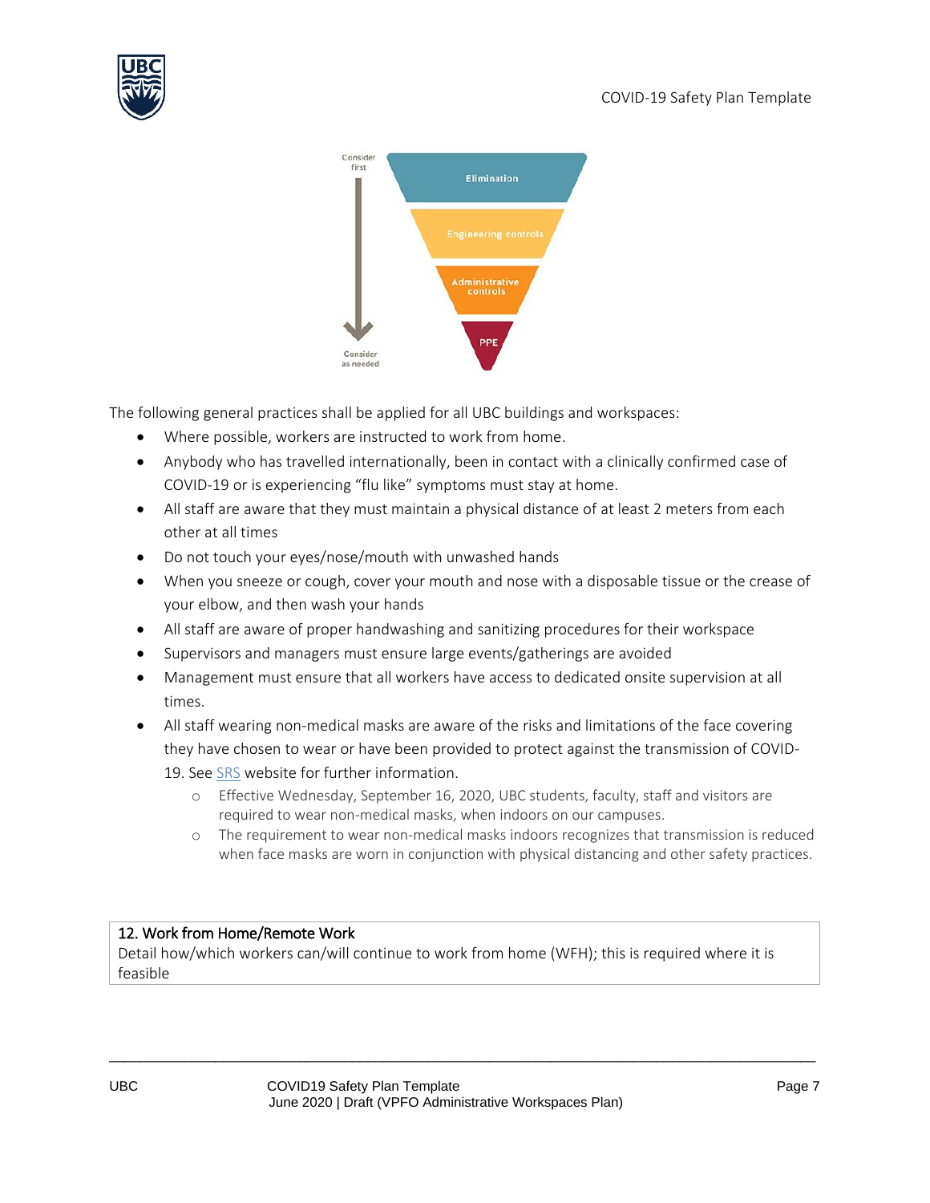The following general practices shall be applied for all UBC buildings and workspaces:

- Where possible, workers are instructed to work from home.
- Anybody who has travelled internationally, been in contact with a clinically confirmed case of COVID-19 or is experiencing "flu like" symptoms must stay at home.
- All staff are aware that they must maintain a physical distance of at least 2 meters from each other at all times
- Do not touch your eyes/nose/mouth with unwashed hands
- When you sneeze or cough, cover your mouth and nose with a disposable tissue or the crease of your elbow, and then wash your hands
- All staff are aware of proper handwashing and sanitizing procedures for their workspace
- Supervisors and managers must ensure large events/gatherings are avoided
- Management must ensure that all workers have access to dedicated onsite supervision at all times.
- All staff wearing non-medical masks are aware of the risks and limitations of the face covering they have chosen to wear or have been provided to protect against the transmission of COVID-19. See SRS website for further information.
  - Effective Wednesday, September 16, 2020, UBC students, faculty, staff and visitors are required to wear non-medical masks, when indoors on our campuses.
  - The requirement to wear non-medical masks indoors recognizes that transmission is reduced when face masks are worn in conjunction with physical distancing and other safety practices.

| 12. Work from Home/Remote Work |
|---|
| Detail how/which workers can/will continue to work from home (WFH); this is required where it is feasible |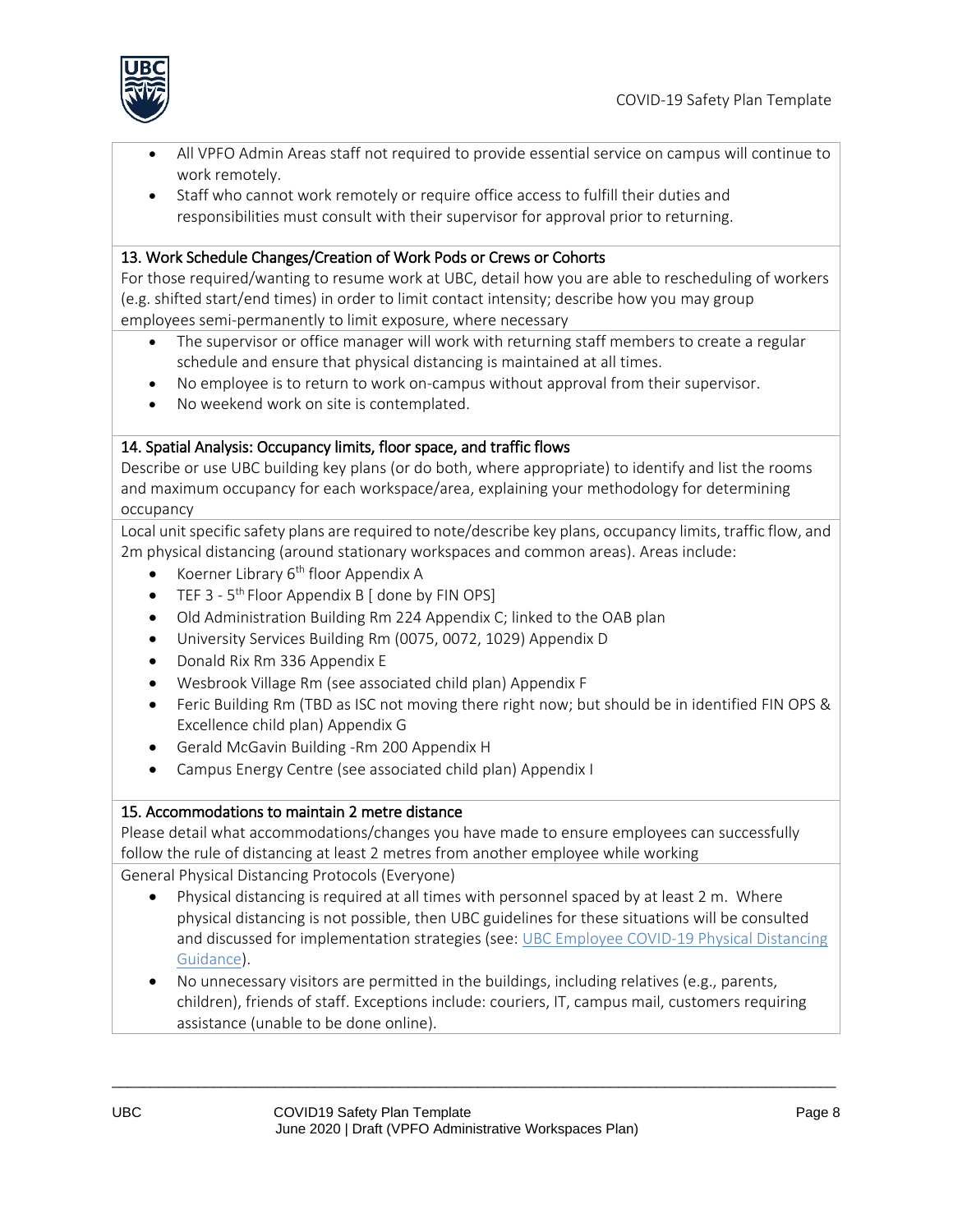- All VPFO Admin Areas staff not required to provide essential service on campus will continue to work remotely.
- Staff who cannot work remotely or require office access to fulfill their duties and responsibilities must consult with their supervisor for approval prior to returning.

### 13. Work Schedule Changes/Creation of Work Pods or Crews or Cohorts

For those required/wanting to resume work at UBC, detail how you are able to rescheduling of workers (e.g. shifted start/end times) in order to limit contact intensity; describe how you may group employees semi-permanently to limit exposure, where necessary

- The supervisor or office manager will work with returning staff members to create a regular schedule and ensure that physical distancing is maintained at all times.
- No employee is to return to work on-campus without approval from their supervisor.
- No weekend work on site is contemplated.

### 14. Spatial Analysis: Occupancy limits, floor space, and traffic flows

Describe or use UBC building key plans (or do both, where appropriate) to identify and list the rooms and maximum occupancy for each workspace/area, explaining your methodology for determining occupancy

Local unit specific safety plans are required to note/describe key plans, occupancy limits, traffic flow, and 2m physical distancing (around stationary workspaces and common areas). Areas include:

- Koerner Library 6th floor Appendix A
- TEF 3 - 5th Floor Appendix B [ done by FIN OPS]
- Old Administration Building Rm 224 Appendix C; linked to the OAB plan
- University Services Building Rm (0075, 0072, 1029) Appendix D
- Donald Rix Rm 336 Appendix E
- Wesbrook Village Rm (see associated child plan) Appendix F
- Feric Building Rm (TBD as ISC not moving there right now; but should be in identified FIN OPS & Excellence child plan) Appendix G
- Gerald McGavin Building -Rm 200 Appendix H
- Campus Energy Centre (see associated child plan) Appendix I

### 15. Accommodations to maintain 2 metre distance

Please detail what accommodations/changes you have made to ensure employees can successfully follow the rule of distancing at least 2 metres from another employee while working

General Physical Distancing Protocols (Everyone)

- Physical distancing is required at all times with personnel spaced by at least 2 m. Where physical distancing is not possible, then UBC guidelines for these situations will be consulted and discussed for implementation strategies (see: UBC Employee COVID-19 Physical Distancing Guidance).
- No unnecessary visitors are permitted in the buildings, including relatives (e.g., parents, children), friends of staff. Exceptions include: couriers, IT, campus mail, customers requiring assistance (unable to be done online).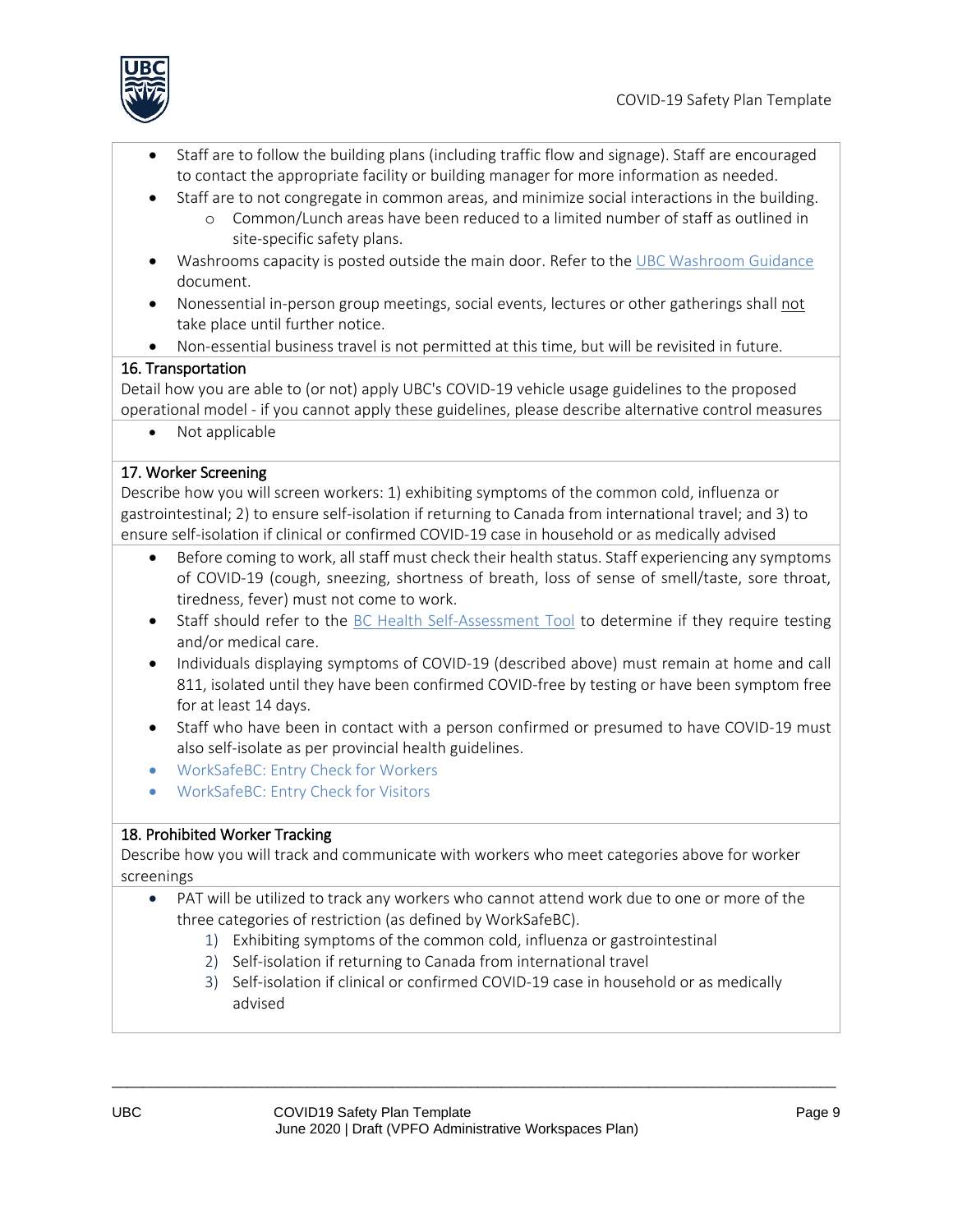- Staff are to follow the building plans (including traffic flow and signage). Staff are encouraged to contact the appropriate facility or building manager for more information as needed.
- Staff are to not congregate in common areas, and minimize social interactions in the building.
    - Common/Lunch areas have been reduced to a limited number of staff as outlined in site-specific safety plans.
- Washrooms capacity is posted outside the main door. Refer to the UBC Washroom Guidance document.
- Nonessential in-person group meetings, social events, lectures or other gatherings shall not take place until further notice.
- Non-essential business travel is not permitted at this time, but will be revisited in future.

### 16. Transportation

Detail how you are able to (or not) apply UBC's COVID-19 vehicle usage guidelines to the proposed operational model - if you cannot apply these guidelines, please describe alternative control measures

- Not applicable

### 17. Worker Screening

Describe how you will screen workers: 1) exhibiting symptoms of the common cold, influenza or gastrointestinal; 2) to ensure self-isolation if returning to Canada from international travel; and 3) to ensure self-isolation if clinical or confirmed COVID-19 case in household or as medically advised

- Before coming to work, all staff must check their health status. Staff experiencing any symptoms of COVID-19 (cough, sneezing, shortness of breath, loss of sense of smell/taste, sore throat, tiredness, fever) must not come to work.
- Staff should refer to the BC Health Self-Assessment Tool to determine if they require testing and/or medical care.
- Individuals displaying symptoms of COVID-19 (described above) must remain at home and call 811, isolated until they have been confirmed COVID-free by testing or have been symptom free for at least 14 days.
- Staff who have been in contact with a person confirmed or presumed to have COVID-19 must also self-isolate as per provincial health guidelines.
- WorkSafeBC: Entry Check for Workers
- WorkSafeBC: Entry Check for Visitors

### 18. Prohibited Worker Tracking

Describe how you will track and communicate with workers who meet categories above for worker screenings

- PAT will be utilized to track any workers who cannot attend work due to one or more of the three categories of restriction (as defined by WorkSafeBC).
    1) Exhibiting symptoms of the common cold, influenza or gastrointestinal
    2) Self-isolation if returning to Canada from international travel
    3) Self-isolation if clinical or confirmed COVID-19 case in household or as medically advised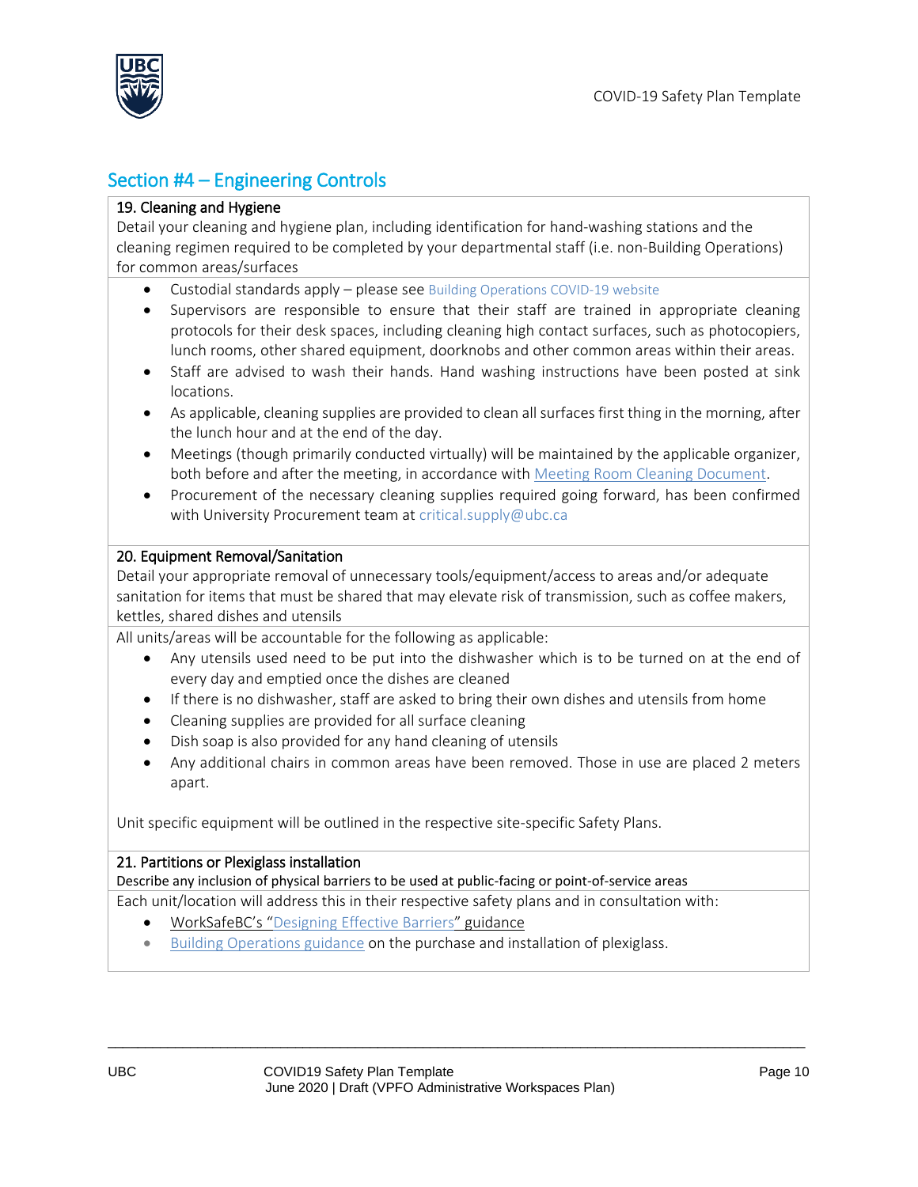## Section #4 – Engineering Controls

### 19. Cleaning and Hygiene

Detail your cleaning and hygiene plan, including identification for hand-washing stations and the cleaning regimen required to be completed by your departmental staff (i.e. non-Building Operations) for common areas/surfaces

- Custodial standards apply – please see Building Operations COVID-19 website
- Supervisors are responsible to ensure that their staff are trained in appropriate cleaning protocols for their desk spaces, including cleaning high contact surfaces, such as photocopiers, lunch rooms, other shared equipment, doorknobs and other common areas within their areas.
- Staff are advised to wash their hands. Hand washing instructions have been posted at sink locations.
- As applicable, cleaning supplies are provided to clean all surfaces first thing in the morning, after the lunch hour and at the end of the day.
- Meetings (though primarily conducted virtually) will be maintained by the applicable organizer, both before and after the meeting, in accordance with Meeting Room Cleaning Document.
- Procurement of the necessary cleaning supplies required going forward, has been confirmed with University Procurement team at critical.supply@ubc.ca

### 20. Equipment Removal/Sanitation

Detail your appropriate removal of unnecessary tools/equipment/access to areas and/or adequate sanitation for items that must be shared that may elevate risk of transmission, such as coffee makers, kettles, shared dishes and utensils

All units/areas will be accountable for the following as applicable:

- Any utensils used need to be put into the dishwasher which is to be turned on at the end of every day and emptied once the dishes are cleaned
- If there is no dishwasher, staff are asked to bring their own dishes and utensils from home
- Cleaning supplies are provided for all surface cleaning
- Dish soap is also provided for any hand cleaning of utensils
- Any additional chairs in common areas have been removed. Those in use are placed 2 meters apart.

Unit specific equipment will be outlined in the respective site-specific Safety Plans.

### 21. Partitions or Plexiglass installation

Describe any inclusion of physical barriers to be used at public-facing or point-of-service areas

Each unit/location will address this in their respective safety plans and in consultation with:

- WorkSafeBC's "Designing Effective Barriers" guidance
- Building Operations guidance on the purchase and installation of plexiglass.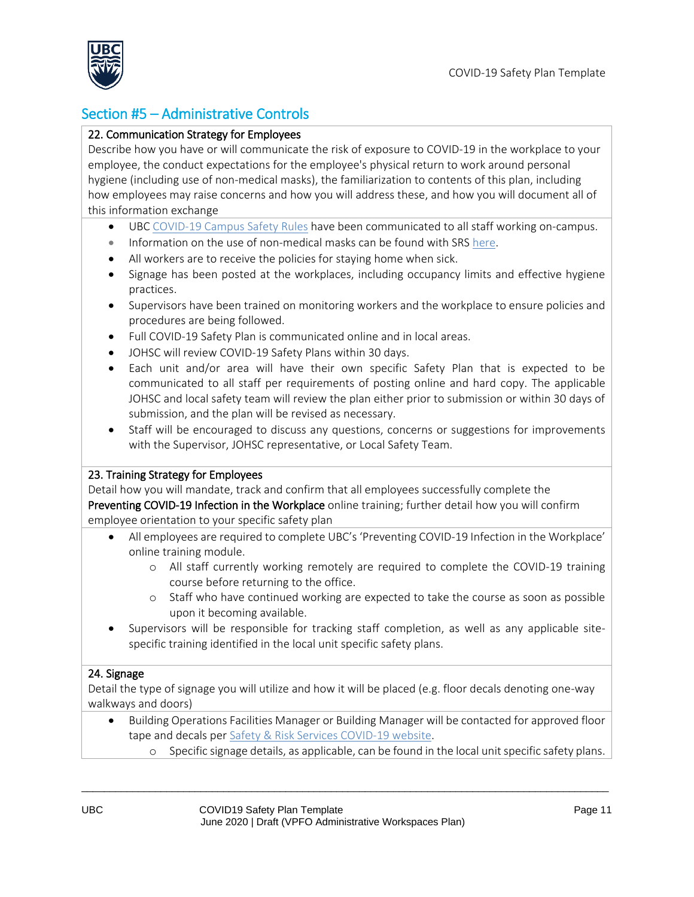## Section #5 – Administrative Controls

**22. Communication Strategy for Employees**

Describe how you have or will communicate the risk of exposure to COVID-19 in the workplace to your employee, the conduct expectations for the employee's physical return to work around personal hygiene (including use of non-medical masks), the familiarization to contents of this plan, including how employees may raise concerns and how you will address these, and how you will document all of this information exchange

- UBC COVID-19 Campus Safety Rules have been communicated to all staff working on-campus.
- Information on the use of non-medical masks can be found with SRS here.
- All workers are to receive the policies for staying home when sick.
- Signage has been posted at the workplaces, including occupancy limits and effective hygiene practices.
- Supervisors have been trained on monitoring workers and the workplace to ensure policies and procedures are being followed.
- Full COVID-19 Safety Plan is communicated online and in local areas.
- JOHSC will review COVID-19 Safety Plans within 30 days.
- Each unit and/or area will have their own specific Safety Plan that is expected to be communicated to all staff per requirements of posting online and hard copy. The applicable JOHSC and local safety team will review the plan either prior to submission or within 30 days of submission, and the plan will be revised as necessary.
- Staff will be encouraged to discuss any questions, concerns or suggestions for improvements with the Supervisor, JOHSC representative, or Local Safety Team.

**23. Training Strategy for Employees**

Detail how you will mandate, track and confirm that all employees successfully complete the **Preventing COVID-19 Infection in the Workplace** online training; further detail how you will confirm employee orientation to your specific safety plan

- All employees are required to complete UBC's 'Preventing COVID-19 Infection in the Workplace' online training module.
  - All staff currently working remotely are required to complete the COVID-19 training course before returning to the office.
  - Staff who have continued working are expected to take the course as soon as possible upon it becoming available.
- Supervisors will be responsible for tracking staff completion, as well as any applicable site-specific training identified in the local unit specific safety plans.

**24. Signage**

Detail the type of signage you will utilize and how it will be placed (e.g. floor decals denoting one-way walkways and doors)

- Building Operations Facilities Manager or Building Manager will be contacted for approved floor tape and decals per Safety & Risk Services COVID-19 website.
  - Specific signage details, as applicable, can be found in the local unit specific safety plans.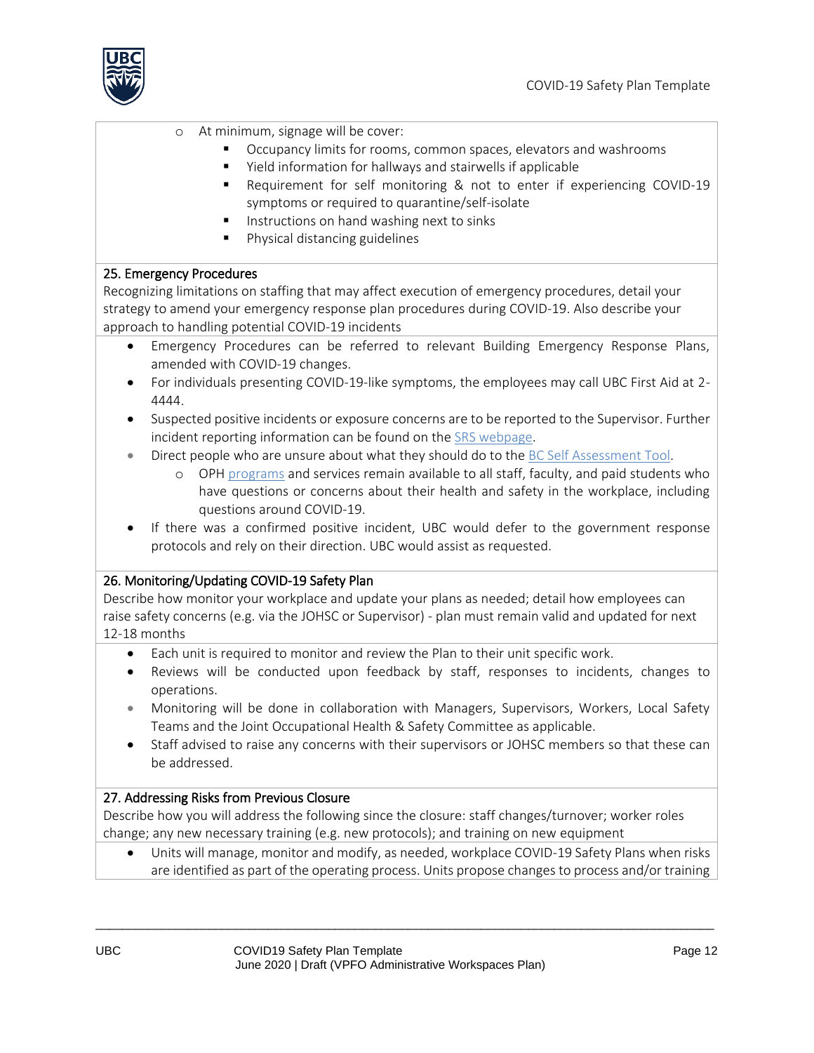- At minimum, signage will be cover:
  - Occupancy limits for rooms, common spaces, elevators and washrooms
  - Yield information for hallways and stairwells if applicable
  - Requirement for self monitoring & not to enter if experiencing COVID-19 symptoms or required to quarantine/self-isolate
  - Instructions on hand washing next to sinks
  - Physical distancing guidelines

### 25. Emergency Procedures

Recognizing limitations on staffing that may affect execution of emergency procedures, detail your strategy to amend your emergency response plan procedures during COVID-19. Also describe your approach to handling potential COVID-19 incidents

- Emergency Procedures can be referred to relevant Building Emergency Response Plans, amended with COVID-19 changes.
- For individuals presenting COVID-19-like symptoms, the employees may call UBC First Aid at 2-4444.
- Suspected positive incidents or exposure concerns are to be reported to the Supervisor. Further incident reporting information can be found on the SRS webpage.
- Direct people who are unsure about what they should do to the BC Self Assessment Tool.
  - OPH programs and services remain available to all staff, faculty, and paid students who have questions or concerns about their health and safety in the workplace, including questions around COVID-19.
- If there was a confirmed positive incident, UBC would defer to the government response protocols and rely on their direction. UBC would assist as requested.

### 26. Monitoring/Updating COVID-19 Safety Plan

Describe how monitor your workplace and update your plans as needed; detail how employees can raise safety concerns (e.g. via the JOHSC or Supervisor) - plan must remain valid and updated for next 12-18 months

- Each unit is required to monitor and review the Plan to their unit specific work.
- Reviews will be conducted upon feedback by staff, responses to incidents, changes to operations.
- Monitoring will be done in collaboration with Managers, Supervisors, Workers, Local Safety Teams and the Joint Occupational Health & Safety Committee as applicable.
- Staff advised to raise any concerns with their supervisors or JOHSC members so that these can be addressed.

### 27. Addressing Risks from Previous Closure

Describe how you will address the following since the closure: staff changes/turnover; worker roles change; any new necessary training (e.g. new protocols); and training on new equipment

- Units will manage, monitor and modify, as needed, workplace COVID-19 Safety Plans when risks are identified as part of the operating process. Units propose changes to process and/or training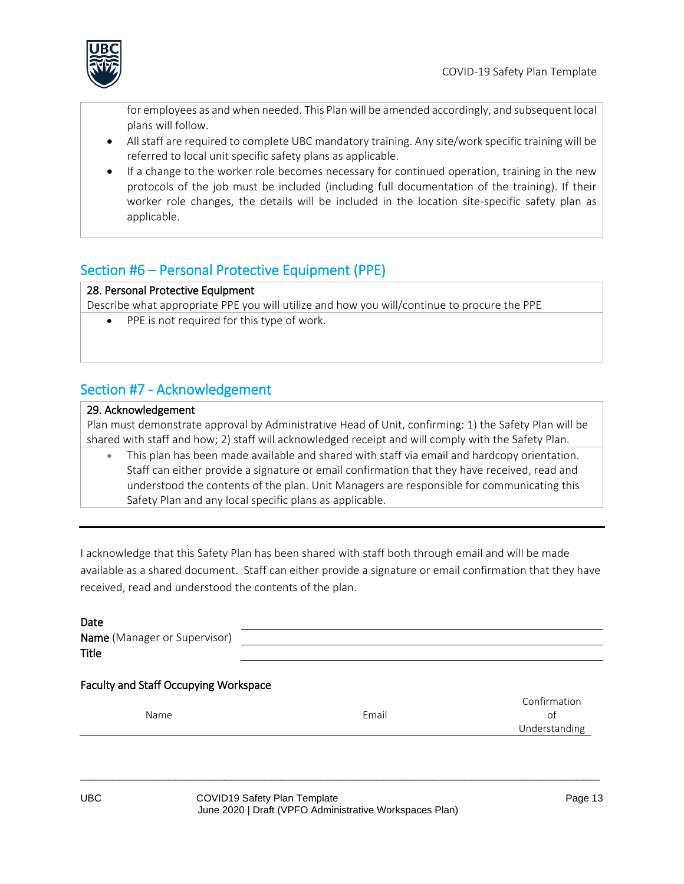for employees as and when needed. This Plan will be amended accordingly, and subsequent local plans will follow.

- All staff are required to complete UBC mandatory training. Any site/work specific training will be referred to local unit specific safety plans as applicable.
- If a change to the worker role becomes necessary for continued operation, training in the new protocols of the job must be included (including full documentation of the training). If their worker role changes, the details will be included in the location site-specific safety plan as applicable.

## Section #6 – Personal Protective Equipment (PPE)

**28. Personal Protective Equipment**

Describe what appropriate PPE you will utilize and how you will/continue to procure the PPE

- PPE is not required for this type of work.

## Section #7 - Acknowledgement

**29. Acknowledgement**

Plan must demonstrate approval by Administrative Head of Unit, confirming: 1) the Safety Plan will be shared with staff and how; 2) staff will acknowledged receipt and will comply with the Safety Plan.

- This plan has been made available and shared with staff via email and hardcopy orientation. Staff can either provide a signature or email confirmation that they have received, read and understood the contents of the plan. Unit Managers are responsible for communicating this Safety Plan and any local specific plans as applicable.

---

I acknowledge that this Safety Plan has been shared with staff both through email and will be made available as a shared document. Staff can either provide a signature or email confirmation that they have received, read and understood the contents of the plan.

**Date** \_\_\_\_\_\_\_\_\_\_\_\_\_\_\_\_\_\_\_\_\_\_\_\_\_\_\_\_\_\_

**Name** (Manager or Supervisor) \_\_\_\_\_\_\_\_\_\_\_\_\_\_\_\_\_\_\_\_\_\_\_\_\_\_\_\_\_\_

**Title** \_\_\_\_\_\_\_\_\_\_\_\_\_\_\_\_\_\_\_\_\_\_\_\_\_\_\_\_\_\_

**Faculty and Staff Occupying Workspace**

| Name | Email | Confirmation of Understanding |
|---|---|---|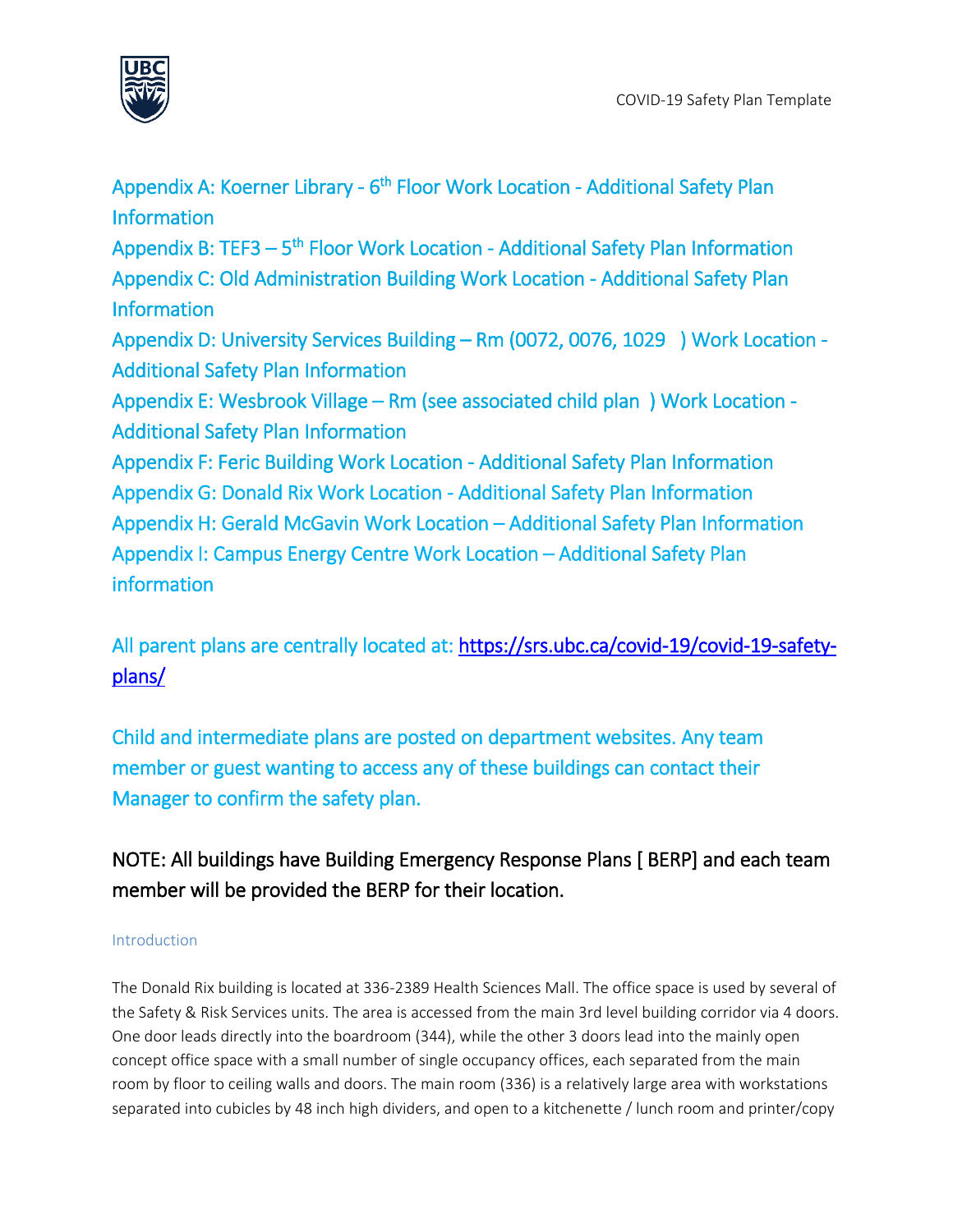Appendix A: Koerner Library - 6th Floor Work Location - Additional Safety Plan Information
Appendix B: TEF3 – 5th Floor Work Location - Additional Safety Plan Information
Appendix C: Old Administration Building Work Location - Additional Safety Plan Information
Appendix D: University Services Building – Rm (0072, 0076, 1029 ) Work Location - Additional Safety Plan Information
Appendix E: Wesbrook Village – Rm (see associated child plan ) Work Location - Additional Safety Plan Information
Appendix F: Feric Building Work Location - Additional Safety Plan Information
Appendix G: Donald Rix Work Location - Additional Safety Plan Information
Appendix H: Gerald McGavin Work Location – Additional Safety Plan Information
Appendix I: Campus Energy Centre Work Location – Additional Safety Plan information

All parent plans are centrally located at: https://srs.ubc.ca/covid-19/covid-19-safety-plans/

Child and intermediate plans are posted on department websites. Any team member or guest wanting to access any of these buildings can contact their Manager to confirm the safety plan.

NOTE: All buildings have Building Emergency Response Plans [ BERP] and each team member will be provided the BERP for their location.

### Introduction

The Donald Rix building is located at 336-2389 Health Sciences Mall. The office space is used by several of the Safety & Risk Services units. The area is accessed from the main 3rd level building corridor via 4 doors. One door leads directly into the boardroom (344), while the other 3 doors lead into the mainly open concept office space with a small number of single occupancy offices, each separated from the main room by floor to ceiling walls and doors. The main room (336) is a relatively large area with workstations separated into cubicles by 48 inch high dividers, and open to a kitchenette / lunch room and printer/copy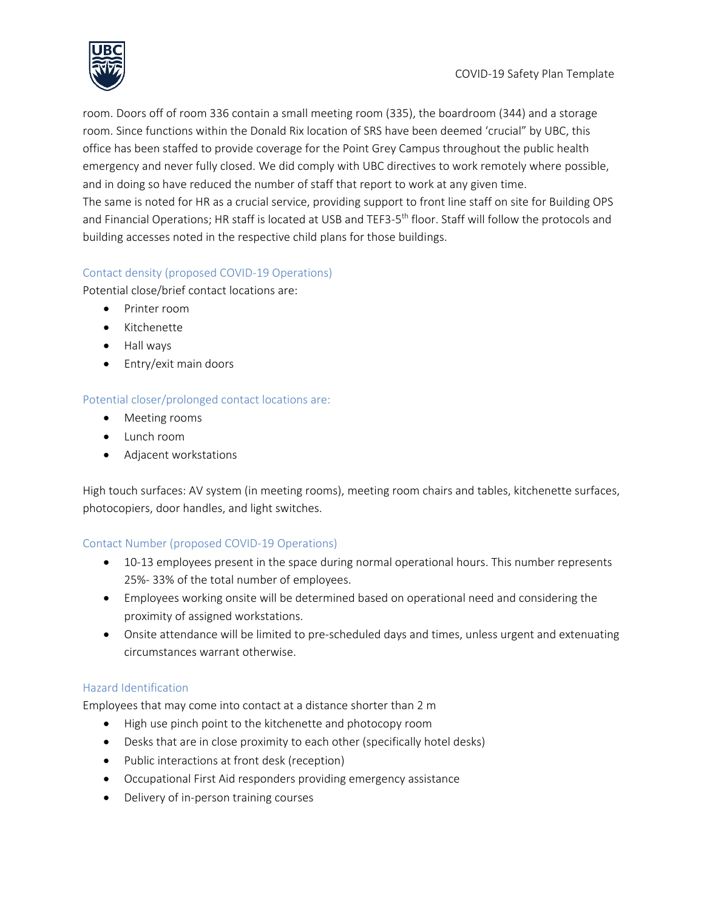room. Doors off of room 336 contain a small meeting room (335), the boardroom (344) and a storage room. Since functions within the Donald Rix location of SRS have been deemed 'crucial" by UBC, this office has been staffed to provide coverage for the Point Grey Campus throughout the public health emergency and never fully closed. We did comply with UBC directives to work remotely where possible, and in doing so have reduced the number of staff that report to work at any given time.
The same is noted for HR as a crucial service, providing support to front line staff on site for Building OPS and Financial Operations; HR staff is located at USB and TEF3-5th floor. Staff will follow the protocols and building accesses noted in the respective child plans for those buildings.

### Contact density (proposed COVID-19 Operations)

Potential close/brief contact locations are:

- Printer room
- Kitchenette
- Hall ways
- Entry/exit main doors

### Potential closer/prolonged contact locations are:

- Meeting rooms
- Lunch room
- Adjacent workstations

High touch surfaces: AV system (in meeting rooms), meeting room chairs and tables, kitchenette surfaces, photocopiers, door handles, and light switches.

### Contact Number (proposed COVID-19 Operations)

- 10-13 employees present in the space during normal operational hours. This number represents 25%- 33% of the total number of employees.
- Employees working onsite will be determined based on operational need and considering the proximity of assigned workstations.
- Onsite attendance will be limited to pre-scheduled days and times, unless urgent and extenuating circumstances warrant otherwise.

### Hazard Identification

Employees that may come into contact at a distance shorter than 2 m

- High use pinch point to the kitchenette and photocopy room
- Desks that are in close proximity to each other (specifically hotel desks)
- Public interactions at front desk (reception)
- Occupational First Aid responders providing emergency assistance
- Delivery of in-person training courses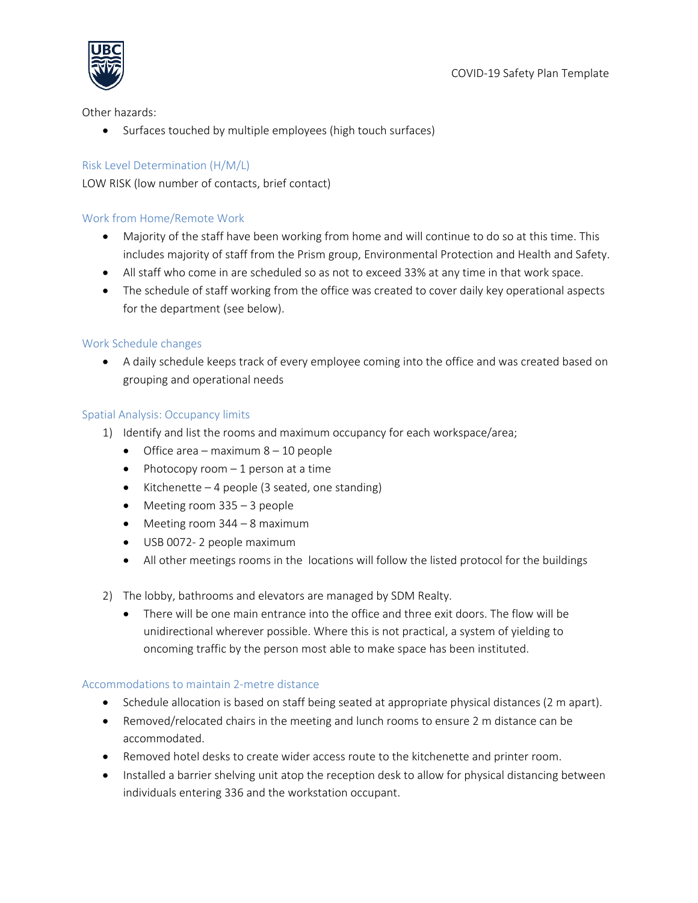Other hazards:

- Surfaces touched by multiple employees (high touch surfaces)

## Risk Level Determination (H/M/L)

LOW RISK (low number of contacts, brief contact)

## Work from Home/Remote Work

- Majority of the staff have been working from home and will continue to do so at this time. This includes majority of staff from the Prism group, Environmental Protection and Health and Safety.
- All staff who come in are scheduled so as not to exceed 33% at any time in that work space.
- The schedule of staff working from the office was created to cover daily key operational aspects for the department (see below).

## Work Schedule changes

- A daily schedule keeps track of every employee coming into the office and was created based on grouping and operational needs

## Spatial Analysis: Occupancy limits

1) Identify and list the rooms and maximum occupancy for each workspace/area;
   - Office area – maximum 8 – 10 people
   - Photocopy room – 1 person at a time
   - Kitchenette – 4 people (3 seated, one standing)
   - Meeting room 335 – 3 people
   - Meeting room 344 – 8 maximum
   - USB 0072- 2 people maximum
   - All other meetings rooms in the  locations will follow the listed protocol for the buildings

2) The lobby, bathrooms and elevators are managed by SDM Realty.
   - There will be one main entrance into the office and three exit doors. The flow will be unidirectional wherever possible. Where this is not practical, a system of yielding to oncoming traffic by the person most able to make space has been instituted.

## Accommodations to maintain 2-metre distance

- Schedule allocation is based on staff being seated at appropriate physical distances (2 m apart).
- Removed/relocated chairs in the meeting and lunch rooms to ensure 2 m distance can be accommodated.
- Removed hotel desks to create wider access route to the kitchenette and printer room.
- Installed a barrier shelving unit atop the reception desk to allow for physical distancing between individuals entering 336 and the workstation occupant.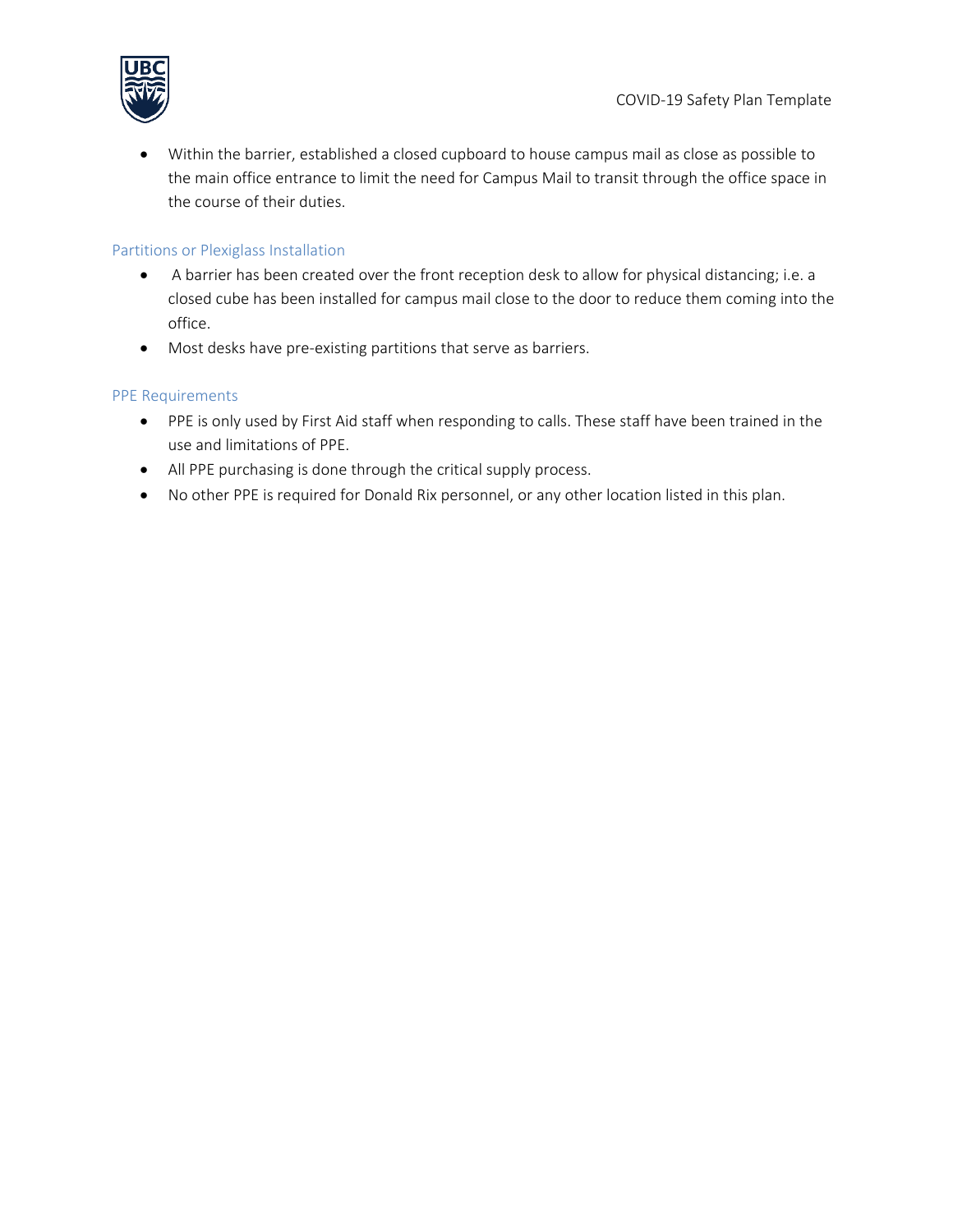- Within the barrier, established a closed cupboard to house campus mail as close as possible to the main office entrance to limit the need for Campus Mail to transit through the office space in the course of their duties.

### Partitions or Plexiglass Installation

- A barrier has been created over the front reception desk to allow for physical distancing; i.e. a closed cube has been installed for campus mail close to the door to reduce them coming into the office.
- Most desks have pre-existing partitions that serve as barriers.

### PPE Requirements

- PPE is only used by First Aid staff when responding to calls. These staff have been trained in the use and limitations of PPE.
- All PPE purchasing is done through the critical supply process.
- No other PPE is required for Donald Rix personnel, or any other location listed in this plan.